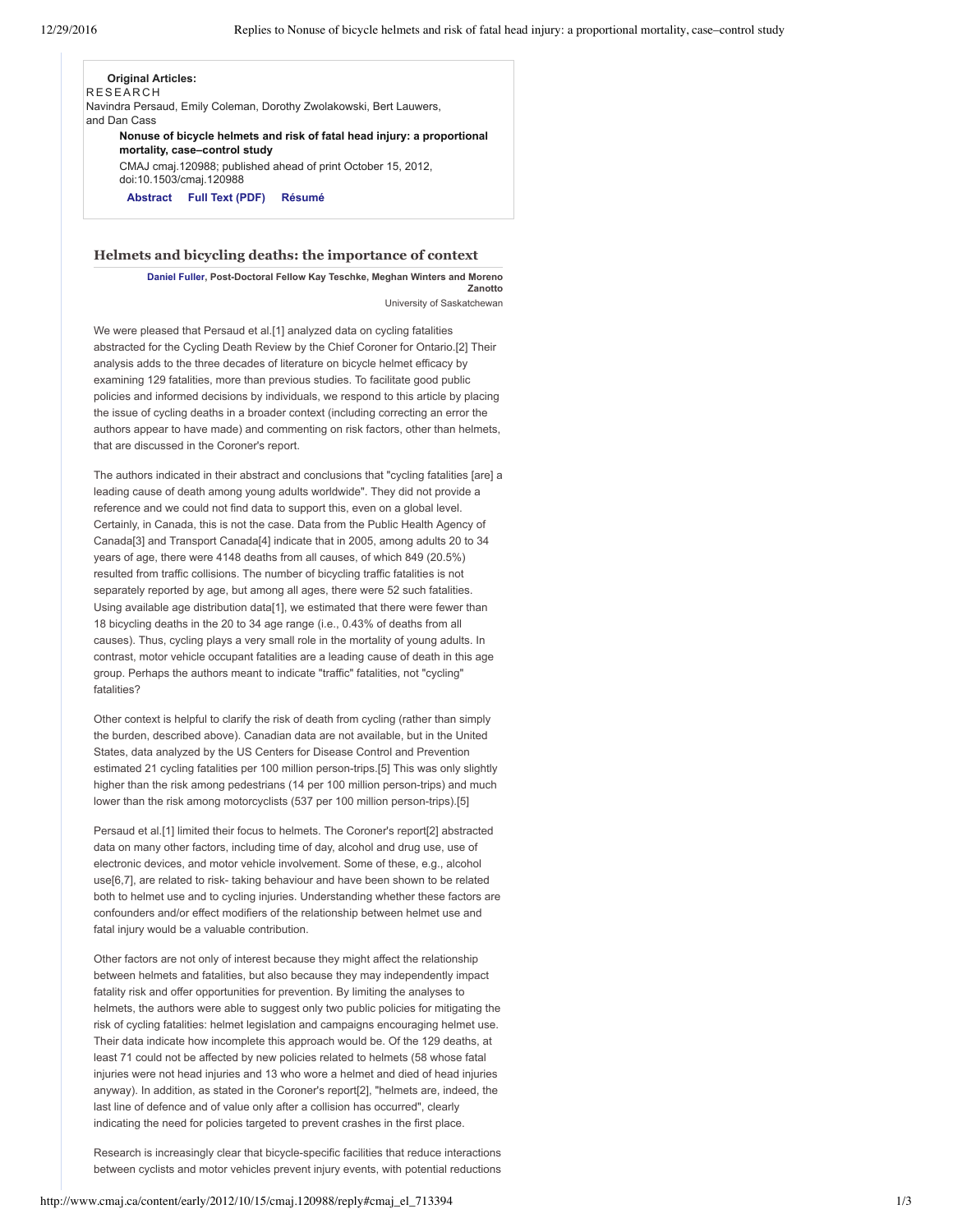**Original Articles:**
RESEARCH
Navindra Persaud, Emily Coleman, Dorothy Zwolakowski, Bert Lauwers, and Dan Cass

**Nonuse of bicycle helmets and risk of fatal head injury: a proportional mortality, case–control study**

CMAJ cmaj.120988; published ahead of print October 15, 2012, doi:10.1503/cmaj.120988

**Abstract** **Full Text (PDF)** **Résumé**

### Helmets and bicycling deaths: the importance of context

**Daniel Fuller, Post-Doctoral Fellow Kay Teschke, Meghan Winters and Moreno Zanotto**
University of Saskatchewan

We were pleased that Persaud et al.[1] analyzed data on cycling fatalities abstracted for the Cycling Death Review by the Chief Coroner for Ontario.[2] Their analysis adds to the three decades of literature on bicycle helmet efficacy by examining 129 fatalities, more than previous studies. To facilitate good public policies and informed decisions by individuals, we respond to this article by placing the issue of cycling deaths in a broader context (including correcting an error the authors appear to have made) and commenting on risk factors, other than helmets, that are discussed in the Coroner's report.

The authors indicated in their abstract and conclusions that "cycling fatalities [are] a leading cause of death among young adults worldwide". They did not provide a reference and we could not find data to support this, even on a global level. Certainly, in Canada, this is not the case. Data from the Public Health Agency of Canada[3] and Transport Canada[4] indicate that in 2005, among adults 20 to 34 years of age, there were 4148 deaths from all causes, of which 849 (20.5%) resulted from traffic collisions. The number of bicycling traffic fatalities is not separately reported by age, but among all ages, there were 52 such fatalities. Using available age distribution data[1], we estimated that there were fewer than 18 bicycling deaths in the 20 to 34 age range (i.e., 0.43% of deaths from all causes). Thus, cycling plays a very small role in the mortality of young adults. In contrast, motor vehicle occupant fatalities are a leading cause of death in this age group. Perhaps the authors meant to indicate "traffic" fatalities, not "cycling" fatalities?

Other context is helpful to clarify the risk of death from cycling (rather than simply the burden, described above). Canadian data are not available, but in the United States, data analyzed by the US Centers for Disease Control and Prevention estimated 21 cycling fatalities per 100 million person-trips.[5] This was only slightly higher than the risk among pedestrians (14 per 100 million person-trips) and much lower than the risk among motorcyclists (537 per 100 million person-trips).[5]

Persaud et al.[1] limited their focus to helmets. The Coroner's report[2] abstracted data on many other factors, including time of day, alcohol and drug use, use of electronic devices, and motor vehicle involvement. Some of these, e.g., alcohol use[6,7], are related to risk- taking behaviour and have been shown to be related both to helmet use and to cycling injuries. Understanding whether these factors are confounders and/or effect modifiers of the relationship between helmet use and fatal injury would be a valuable contribution.

Other factors are not only of interest because they might affect the relationship between helmets and fatalities, but also because they may independently impact fatality risk and offer opportunities for prevention. By limiting the analyses to helmets, the authors were able to suggest only two public policies for mitigating the risk of cycling fatalities: helmet legislation and campaigns encouraging helmet use. Their data indicate how incomplete this approach would be. Of the 129 deaths, at least 71 could not be affected by new policies related to helmets (58 whose fatal injuries were not head injuries and 13 who wore a helmet and died of head injuries anyway). In addition, as stated in the Coroner's report[2], "helmets are, indeed, the last line of defence and of value only after a collision has occurred", clearly indicating the need for policies targeted to prevent crashes in the first place.

Research is increasingly clear that bicycle-specific facilities that reduce interactions between cyclists and motor vehicles prevent injury events, with potential reductions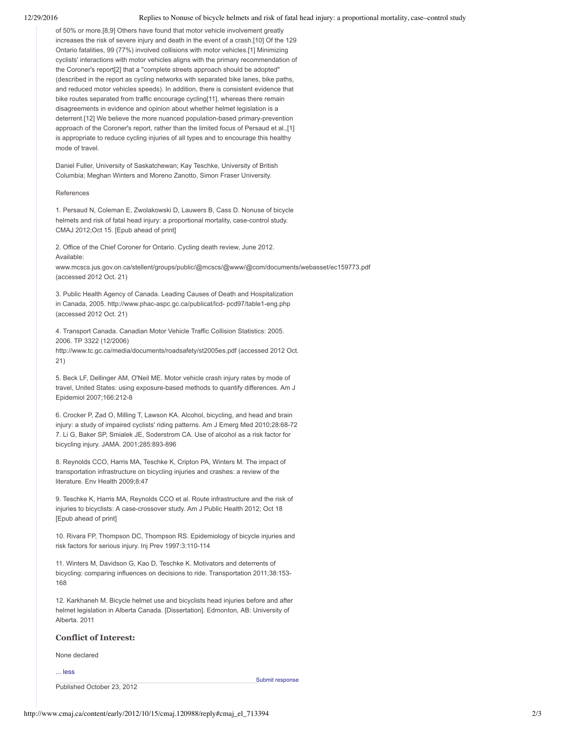of 50% or more.[8,9] Others have found that motor vehicle involvement greatly increases the risk of severe injury and death in the event of a crash.[10] Of the 129 Ontario fatalities, 99 (77%) involved collisions with motor vehicles.[1] Minimizing cyclists' interactions with motor vehicles aligns with the primary recommendation of the Coroner's report[2] that a "complete streets approach should be adopted" (described in the report as cycling networks with separated bike lanes, bike paths, and reduced motor vehicles speeds). In addition, there is consistent evidence that bike routes separated from traffic encourage cycling[11], whereas there remain disagreements in evidence and opinion about whether helmet legislation is a deterrent.[12] We believe the more nuanced population-based primary-prevention approach of the Coroner's report, rather than the limited focus of Persaud et al.,[1] is appropriate to reduce cycling injuries of all types and to encourage this healthy mode of travel.

Daniel Fuller, University of Saskatchewan; Kay Teschke, University of British Columbia; Meghan Winters and Moreno Zanotto, Simon Fraser University.

References

1. Persaud N, Coleman E, Zwolakowski D, Lauwers B, Cass D. Nonuse of bicycle helmets and risk of fatal head injury: a proportional mortality, case-control study. CMAJ 2012;Oct 15. [Epub ahead of print]

2. Office of the Chief Coroner for Ontario. Cycling death review, June 2012. Available: www.mcscs.jus.gov.on.ca/stellent/groups/public/@mcscs/@www/@com/documents/webasset/ec159773.pdf (accessed 2012 Oct. 21)

3. Public Health Agency of Canada. Leading Causes of Death and Hospitalization in Canada, 2005. http://www.phac-aspc.gc.ca/publicat/lcd- pcd97/table1-eng.php (accessed 2012 Oct. 21)

4. Transport Canada. Canadian Motor Vehicle Traffic Collision Statistics: 2005. 2006. TP 3322 (12/2006) http://www.tc.gc.ca/media/documents/roadsafety/st2005es.pdf (accessed 2012 Oct. 21)

5. Beck LF, Dellinger AM, O'Neil ME. Motor vehicle crash injury rates by mode of travel, United States: using exposure-based methods to quantify differences. Am J Epidemiol 2007;166:212-8

6. Crocker P, Zad O, Milling T, Lawson KA. Alcohol, bicycling, and head and brain injury: a study of impaired cyclists' riding patterns. Am J Emerg Med 2010;28:68-72

7. Li G, Baker SP, Smialek JE, Soderstrom CA. Use of alcohol as a risk factor for bicycling injury. JAMA. 2001;285:893-896

8. Reynolds CCO, Harris MA, Teschke K, Cripton PA, Winters M. The impact of transportation infrastructure on bicycling injuries and crashes: a review of the literature. Env Health 2009;8:47

9. Teschke K, Harris MA, Reynolds CCO et al. Route infrastructure and the risk of injuries to bicyclists: A case-crossover study. Am J Public Health 2012; Oct 18 [Epub ahead of print]

10. Rivara FP, Thompson DC, Thompson RS. Epidemiology of bicycle injuries and risk factors for serious injury. Inj Prev 1997:3:110-114

11. Winters M, Davidson G, Kao D, Teschke K. Motivators and deterrents of bicycling: comparing influences on decisions to ride. Transportation 2011;38:153-168

12. Karkhaneh M. Bicycle helmet use and bicyclists head injuries before and after helmet legislation in Alberta Canada. [Dissertation]. Edmonton, AB: University of Alberta. 2011

### Conflict of Interest:

None declared

... less

Submit response

Published October 23, 2012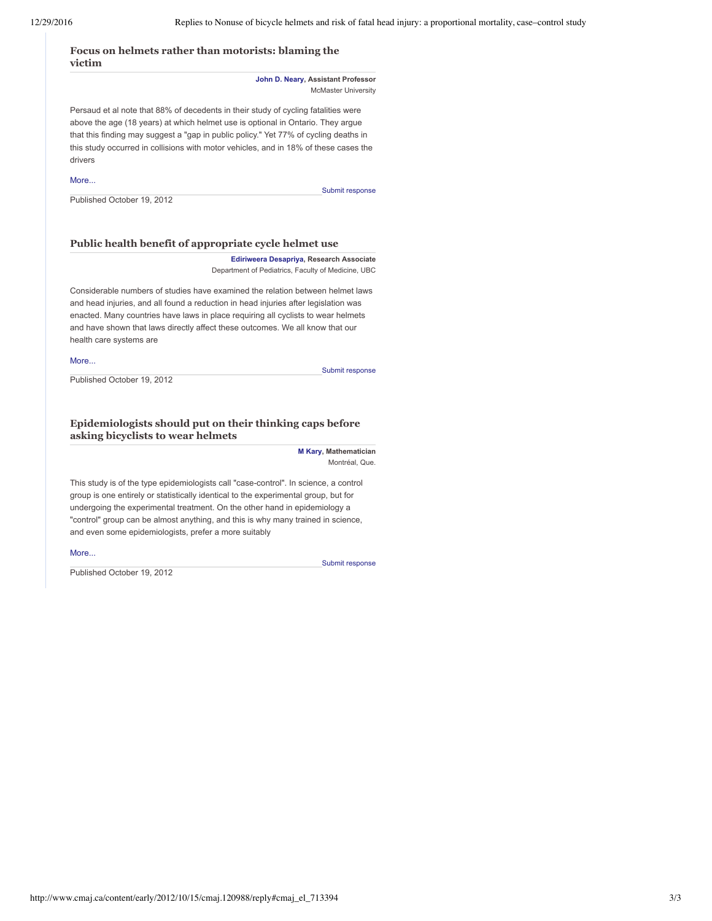### Focus on helmets rather than motorists: blaming the victim

**John D. Neary, Assistant Professor**
McMaster University

Persaud et al note that 88% of decedents in their study of cycling fatalities were above the age (18 years) at which helmet use is optional in Ontario. They argue that this finding may suggest a "gap in public policy." Yet 77% of cycling deaths in this study occurred in collisions with motor vehicles, and in 18% of these cases the drivers

More...

Submit response

Published October 19, 2012

### Public health benefit of appropriate cycle helmet use

**Ediriweera Desapriya, Research Associate**
Department of Pediatrics, Faculty of Medicine, UBC

Considerable numbers of studies have examined the relation between helmet laws and head injuries, and all found a reduction in head injuries after legislation was enacted. Many countries have laws in place requiring all cyclists to wear helmets and have shown that laws directly affect these outcomes. We all know that our health care systems are

More...

Submit response

Published October 19, 2012

### Epidemiologists should put on their thinking caps before asking bicyclists to wear helmets

**M Kary, Mathematician**
Montréal, Que.

This study is of the type epidemiologists call "case-control". In science, a control group is one entirely or statistically identical to the experimental group, but for undergoing the experimental treatment. On the other hand in epidemiology a "control" group can be almost anything, and this is why many trained in science, and even some epidemiologists, prefer a more suitably

More...

Submit response

Published October 19, 2012